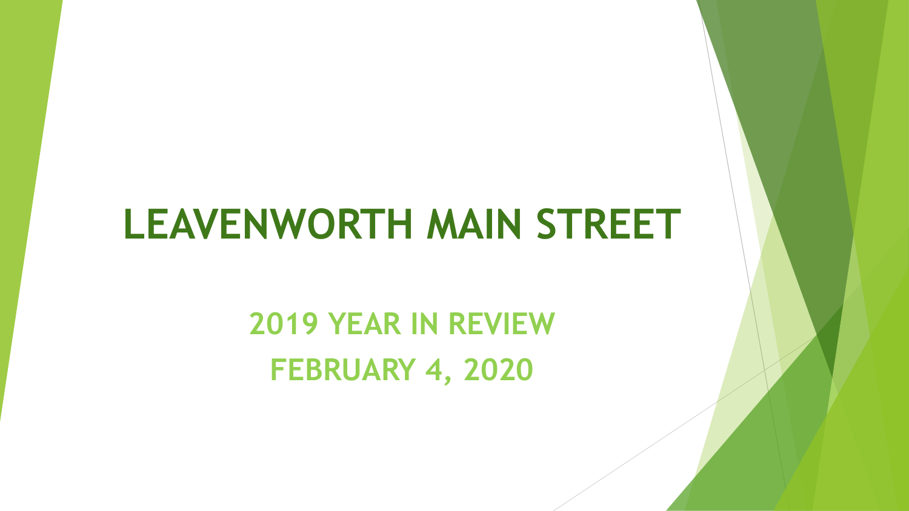# LEAVENWORTH MAIN STREET

## 2019 YEAR IN REVIEW

## FEBRUARY 4, 2020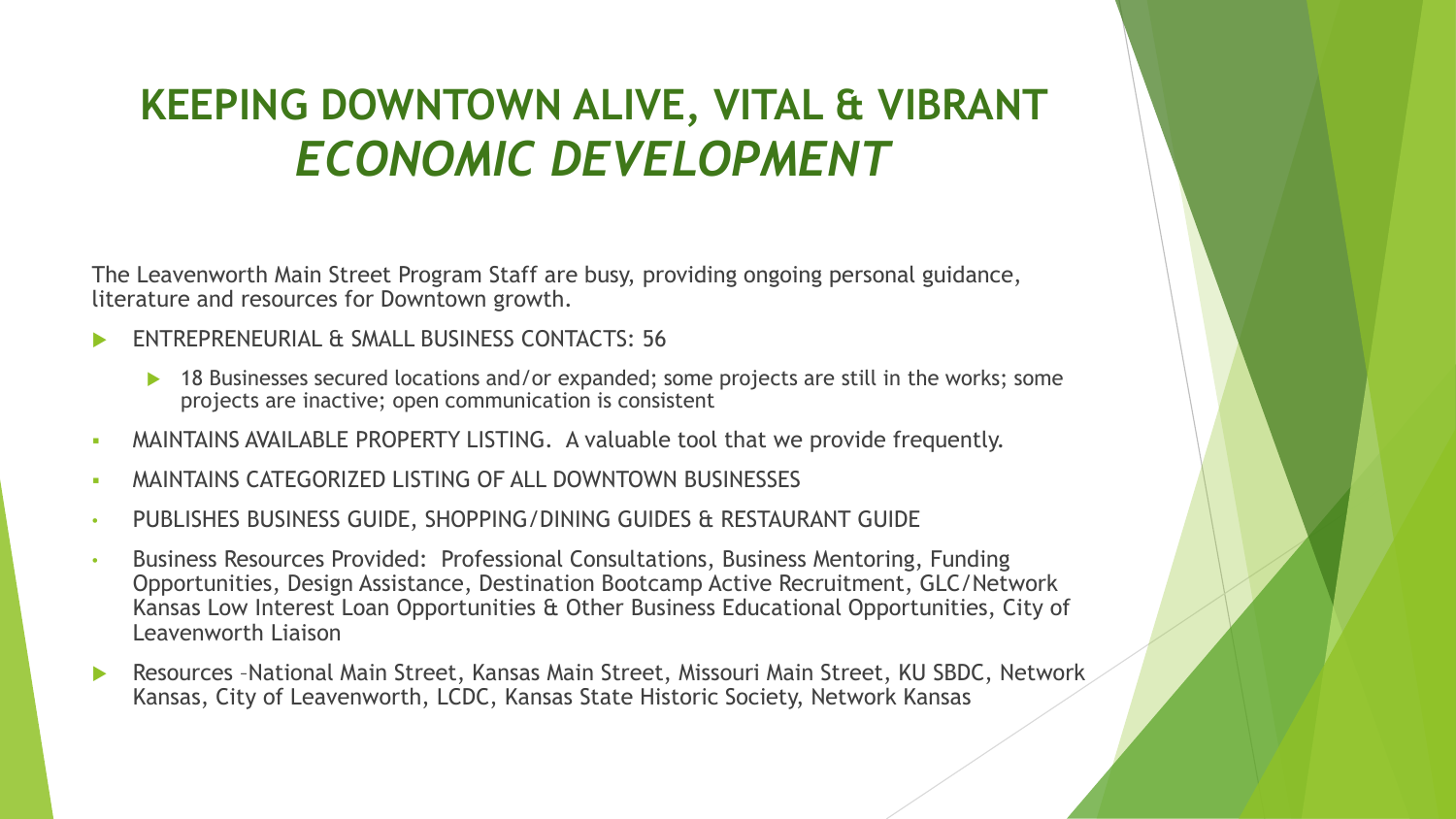# KEEPING DOWNTOWN ALIVE, VITAL & VIBRANT
## *ECONOMIC DEVELOPMENT*

The Leavenworth Main Street Program Staff are busy, providing ongoing personal guidance, literature and resources for Downtown growth.

- ENTREPRENEURIAL & SMALL BUSINESS CONTACTS: 56
  - 18 Businesses secured locations and/or expanded; some projects are still in the works; some projects are inactive; open communication is consistent
- MAINTAINS AVAILABLE PROPERTY LISTING. A valuable tool that we provide frequently.
- MAINTAINS CATEGORIZED LISTING OF ALL DOWNTOWN BUSINESSES
- PUBLISHES BUSINESS GUIDE, SHOPPING/DINING GUIDES & RESTAURANT GUIDE
- Business Resources Provided: Professional Consultations, Business Mentoring, Funding Opportunities, Design Assistance, Destination Bootcamp Active Recruitment, GLC/Network Kansas Low Interest Loan Opportunities & Other Business Educational Opportunities, City of Leavenworth Liaison
- Resources –National Main Street, Kansas Main Street, Missouri Main Street, KU SBDC, Network Kansas, City of Leavenworth, LCDC, Kansas State Historic Society, Network Kansas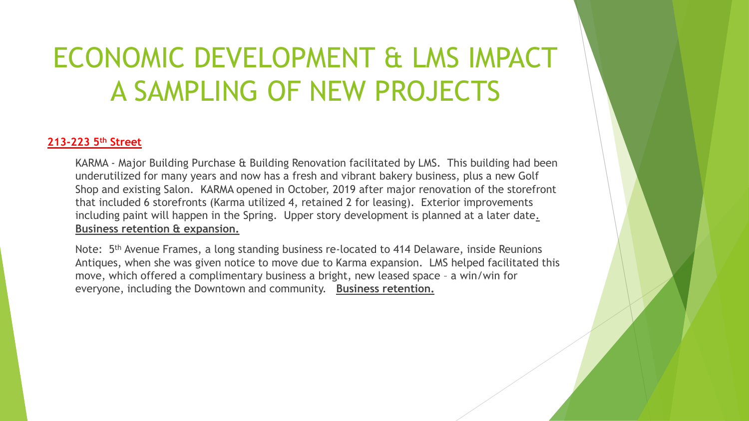# ECONOMIC DEVELOPMENT & LMS IMPACT A SAMPLING OF NEW PROJECTS

**213-223 5th Street**

KARMA - Major Building Purchase & Building Renovation facilitated by LMS. This building had been underutilized for many years and now has a fresh and vibrant bakery business, plus a new Golf Shop and existing Salon. KARMA opened in October, 2019 after major renovation of the storefront that included 6 storefronts (Karma utilized 4, retained 2 for leasing). Exterior improvements including paint will happen in the Spring. Upper story development is planned at a later date. **Business retention & expansion.**

Note: 5th Avenue Frames, a long standing business re-located to 414 Delaware, inside Reunions Antiques, when she was given notice to move due to Karma expansion. LMS helped facilitated this move, which offered a complimentary business a bright, new leased space – a win/win for everyone, including the Downtown and community. **Business retention.**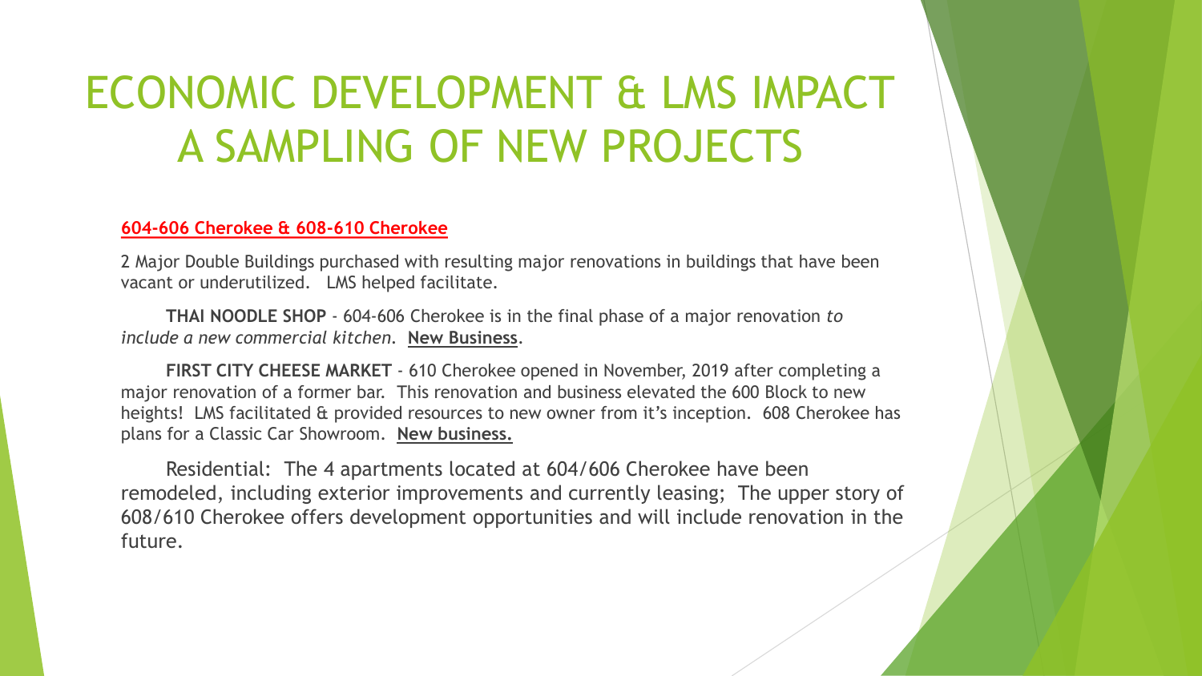# ECONOMIC DEVELOPMENT & LMS IMPACT A SAMPLING OF NEW PROJECTS

**604-606 Cherokee & 608-610 Cherokee**

2 Major Double Buildings purchased with resulting major renovations in buildings that have been vacant or underutilized. LMS helped facilitate.

**THAI NOODLE SHOP** - 604-606 Cherokee is in the final phase of a major renovation *to include a new commercial kitchen.* **New Business**.

**FIRST CITY CHEESE MARKET** - 610 Cherokee opened in November, 2019 after completing a major renovation of a former bar. This renovation and business elevated the 600 Block to new heights! LMS facilitated & provided resources to new owner from it's inception. 608 Cherokee has plans for a Classic Car Showroom. **New business.**

Residential: The 4 apartments located at 604/606 Cherokee have been remodeled, including exterior improvements and currently leasing; The upper story of 608/610 Cherokee offers development opportunities and will include renovation in the future.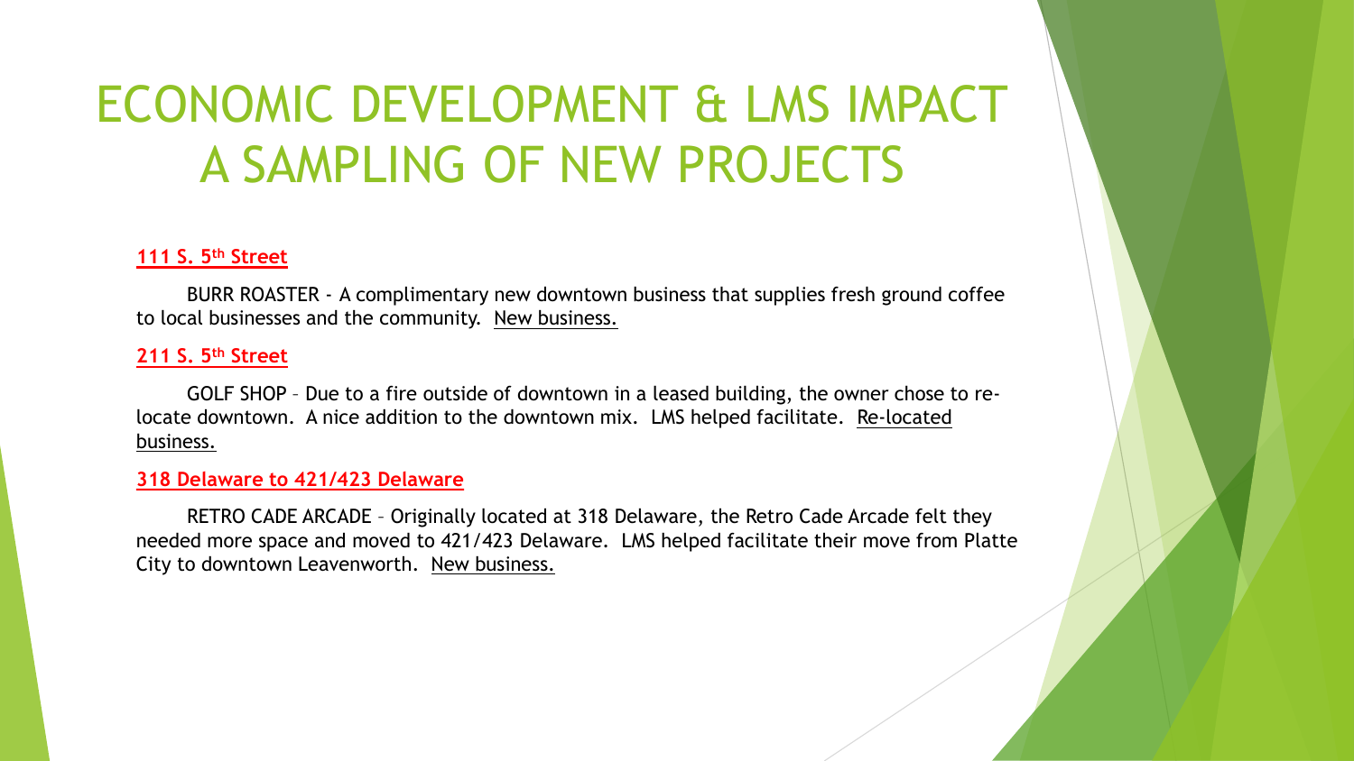# ECONOMIC DEVELOPMENT & LMS IMPACT A SAMPLING OF NEW PROJECTS

**111 S. 5th Street**

BURR ROASTER - A complimentary new downtown business that supplies fresh ground coffee to local businesses and the community. New business.

**211 S. 5th Street**

GOLF SHOP – Due to a fire outside of downtown in a leased building, the owner chose to re-locate downtown. A nice addition to the downtown mix. LMS helped facilitate. Re-located business.

**318 Delaware to 421/423 Delaware**

RETRO CADE ARCADE – Originally located at 318 Delaware, the Retro Cade Arcade felt they needed more space and moved to 421/423 Delaware. LMS helped facilitate their move from Platte City to downtown Leavenworth. New business.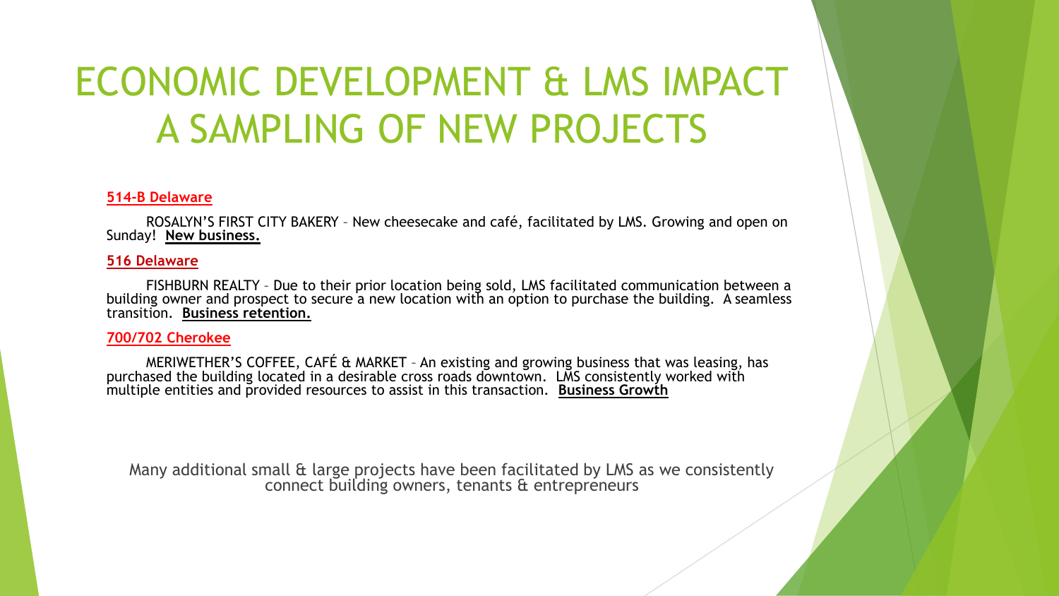# ECONOMIC DEVELOPMENT & LMS IMPACT A SAMPLING OF NEW PROJECTS

**514-B Delaware**

ROSALYN'S FIRST CITY BAKERY – New cheesecake and café, facilitated by LMS. Growing and open on Sunday! **New business.**

**516 Delaware**

FISHBURN REALTY – Due to their prior location being sold, LMS facilitated communication between a building owner and prospect to secure a new location with an option to purchase the building. A seamless transition. **Business retention.**

**700/702 Cherokee**

MERIWETHER'S COFFEE, CAFÉ & MARKET – An existing and growing business that was leasing, has purchased the building located in a desirable cross roads downtown. LMS consistently worked with multiple entities and provided resources to assist in this transaction. **Business Growth**

Many additional small & large projects have been facilitated by LMS as we consistently connect building owners, tenants & entrepreneurs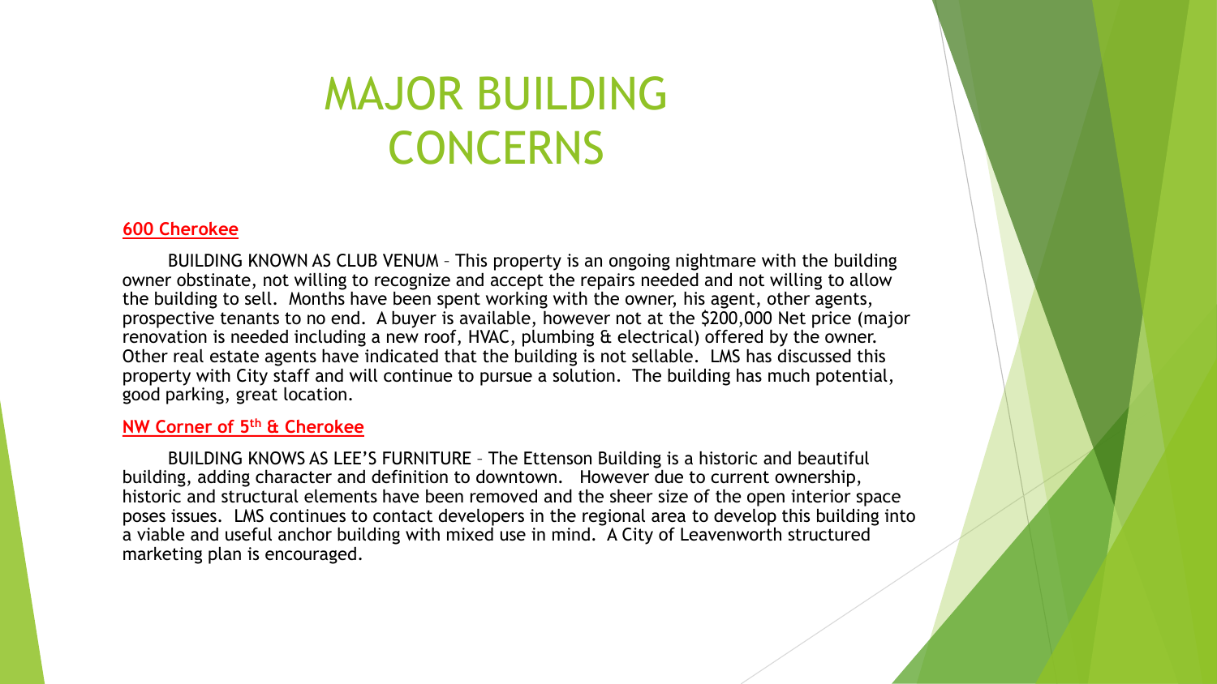# MAJOR BUILDING CONCERNS

**600 Cherokee**

BUILDING KNOWN AS CLUB VENUM – This property is an ongoing nightmare with the building owner obstinate, not willing to recognize and accept the repairs needed and not willing to allow the building to sell. Months have been spent working with the owner, his agent, other agents, prospective tenants to no end. A buyer is available, however not at the $200,000 Net price (major renovation is needed including a new roof, HVAC, plumbing & electrical) offered by the owner. Other real estate agents have indicated that the building is not sellable. LMS has discussed this property with City staff and will continue to pursue a solution. The building has much potential, good parking, great location.

**NW Corner of 5th & Cherokee**

BUILDING KNOWS AS LEE'S FURNITURE – The Ettenson Building is a historic and beautiful building, adding character and definition to downtown. However due to current ownership, historic and structural elements have been removed and the sheer size of the open interior space poses issues. LMS continues to contact developers in the regional area to develop this building into a viable and useful anchor building with mixed use in mind. A City of Leavenworth structured marketing plan is encouraged.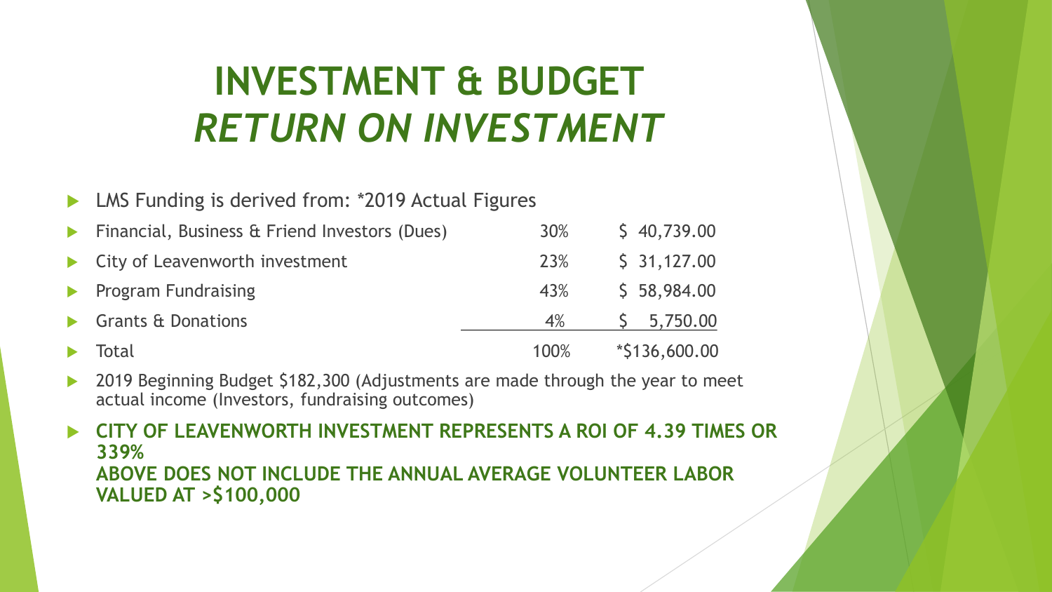# INVESTMENT & BUDGET
## *RETURN ON INVESTMENT*

- LMS Funding is derived from: *2019 Actual Figures

| | | |
|---|---|---|
| Financial, Business & Friend Investors (Dues) | 30% | $ 40,739.00 |
| City of Leavenworth investment | 23% | $ 31,127.00 |
| Program Fundraising | 43% | $ 58,984.00 |
| Grants & Donations | 4% | $ 5,750.00 |
| Total | 100% | *$136,600.00 |

- 2019 Beginning Budget $182,300 (Adjustments are made through the year to meet actual income (Investors, fundraising outcomes)
- **CITY OF LEAVENWORTH INVESTMENT REPRESENTS A ROI OF 4.39 TIMES OR 339%**
  **ABOVE DOES NOT INCLUDE THE ANNUAL AVERAGE VOLUNTEER LABOR VALUED AT >$100,000**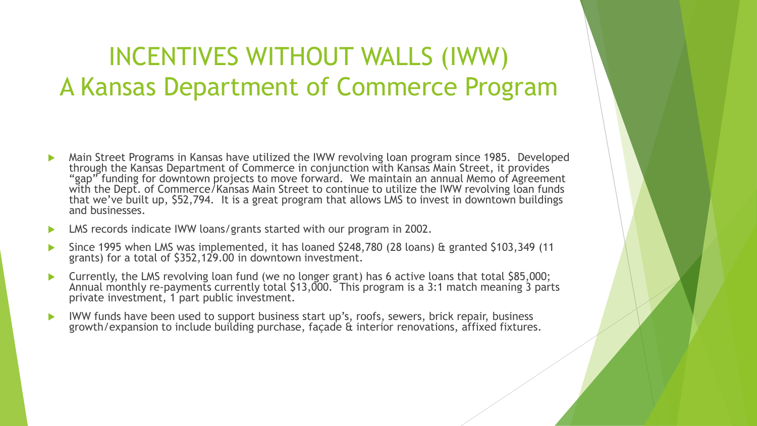# INCENTIVES WITHOUT WALLS (IWW) A Kansas Department of Commerce Program

- Main Street Programs in Kansas have utilized the IWW revolving loan program since 1985. Developed through the Kansas Department of Commerce in conjunction with Kansas Main Street, it provides "gap" funding for downtown projects to move forward. We maintain an annual Memo of Agreement with the Dept. of Commerce/Kansas Main Street to continue to utilize the IWW revolving loan funds that we've built up, $52,794. It is a great program that allows LMS to invest in downtown buildings and businesses.
- LMS records indicate IWW loans/grants started with our program in 2002.
- Since 1995 when LMS was implemented, it has loaned $248,780 (28 loans) & granted $103,349 (11 grants) for a total of $352,129.00 in downtown investment.
- Currently, the LMS revolving loan fund (we no longer grant) has 6 active loans that total $85,000; Annual monthly re-payments currently total $13,000. This program is a 3:1 match meaning 3 parts private investment, 1 part public investment.
- IWW funds have been used to support business start up's, roofs, sewers, brick repair, business growth/expansion to include building purchase, façade & interior renovations, affixed fixtures.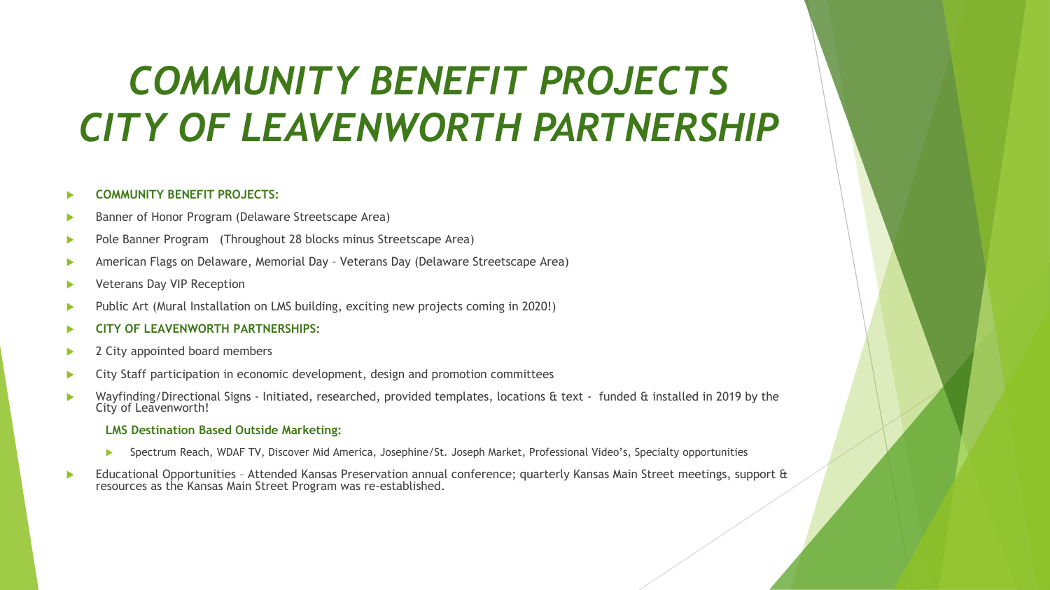# *COMMUNITY BENEFIT PROJECTS CITY OF LEAVENWORTH PARTNERSHIP*

- **COMMUNITY BENEFIT PROJECTS:**
- Banner of Honor Program (Delaware Streetscape Area)
- Pole Banner Program (Throughout 28 blocks minus Streetscape Area)
- American Flags on Delaware, Memorial Day – Veterans Day (Delaware Streetscape Area)
- Veterans Day VIP Reception
- Public Art (Mural Installation on LMS building, exciting new projects coming in 2020!)
- **CITY OF LEAVENWORTH PARTNERSHIPS:**
- 2 City appointed board members
- City Staff participation in economic development, design and promotion committees
- Wayfinding/Directional Signs - Initiated, researched, provided templates, locations & text - funded & installed in 2019 by the City of Leavenworth!

  **LMS Destination Based Outside Marketing:**

  - Spectrum Reach, WDAF TV, Discover Mid America, Josephine/St. Joseph Market, Professional Video's, Specialty opportunities
- Educational Opportunities – Attended Kansas Preservation annual conference; quarterly Kansas Main Street meetings, support & resources as the Kansas Main Street Program was re-established.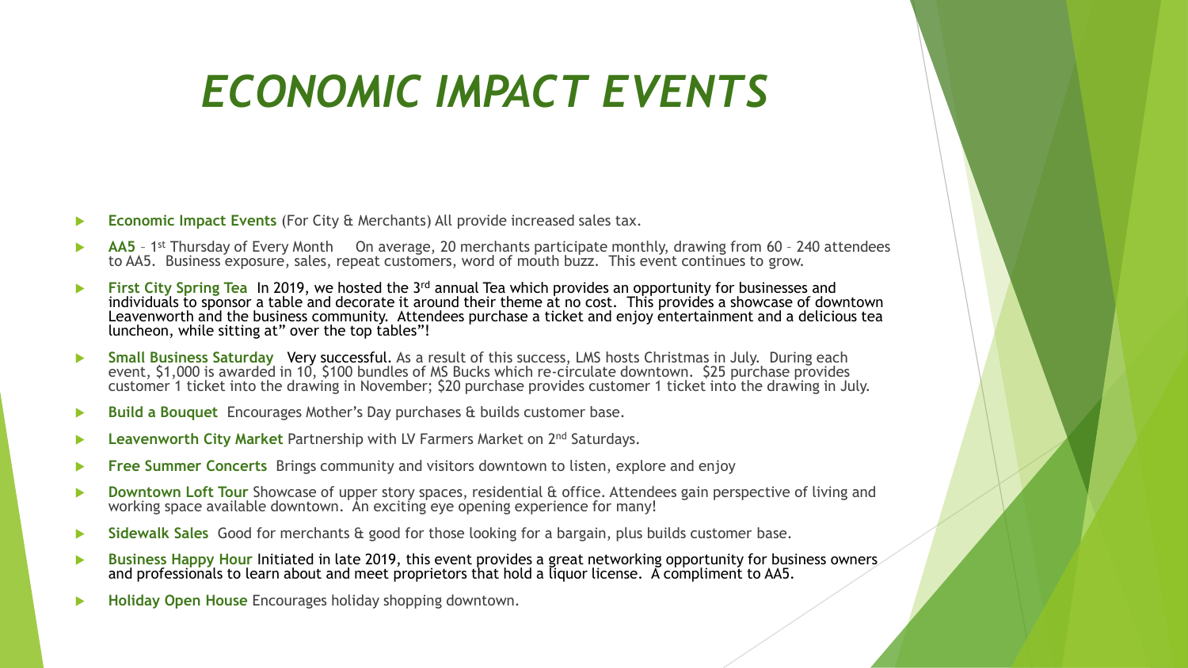# *ECONOMIC IMPACT EVENTS*

- **Economic Impact Events** (For City & Merchants) All provide increased sales tax.
- **AA5** – 1st Thursday of Every Month    On average, 20 merchants participate monthly, drawing from 60 – 240 attendees to AA5. Business exposure, sales, repeat customers, word of mouth buzz. This event continues to grow.
- **First City Spring Tea** In 2019, we hosted the 3rd annual Tea which provides an opportunity for businesses and individuals to sponsor a table and decorate it around their theme at no cost. This provides a showcase of downtown Leavenworth and the business community. Attendees purchase a ticket and enjoy entertainment and a delicious tea luncheon, while sitting at" over the top tables"!
- **Small Business Saturday** Very successful. As a result of this success, LMS hosts Christmas in July. During each event, $1,000 is awarded in 10, $100 bundles of MS Bucks which re-circulate downtown. $25 purchase provides customer 1 ticket into the drawing in November; $20 purchase provides customer 1 ticket into the drawing in July.
- **Build a Bouquet** Encourages Mother's Day purchases & builds customer base.
- **Leavenworth City Market** Partnership with LV Farmers Market on 2nd Saturdays.
- **Free Summer Concerts** Brings community and visitors downtown to listen, explore and enjoy
- **Downtown Loft Tour** Showcase of upper story spaces, residential & office. Attendees gain perspective of living and working space available downtown. An exciting eye opening experience for many!
- **Sidewalk Sales** Good for merchants & good for those looking for a bargain, plus builds customer base.
- **Business Happy Hour** Initiated in late 2019, this event provides a great networking opportunity for business owners and professionals to learn about and meet proprietors that hold a liquor license. A compliment to AA5.
- **Holiday Open House** Encourages holiday shopping downtown.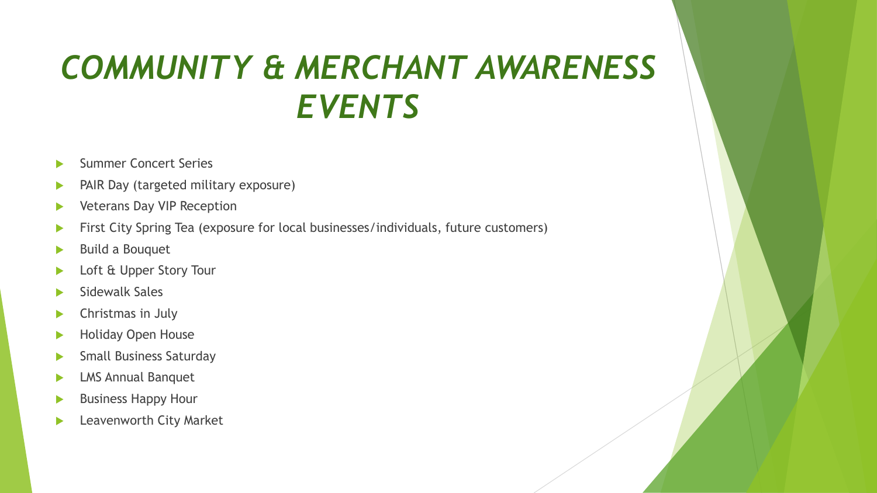# *COMMUNITY & MERCHANT AWARENESS EVENTS*

- Summer Concert Series
- PAIR Day (targeted military exposure)
- Veterans Day VIP Reception
- First City Spring Tea (exposure for local businesses/individuals, future customers)
- Build a Bouquet
- Loft & Upper Story Tour
- Sidewalk Sales
- Christmas in July
- Holiday Open House
- Small Business Saturday
- LMS Annual Banquet
- Business Happy Hour
- Leavenworth City Market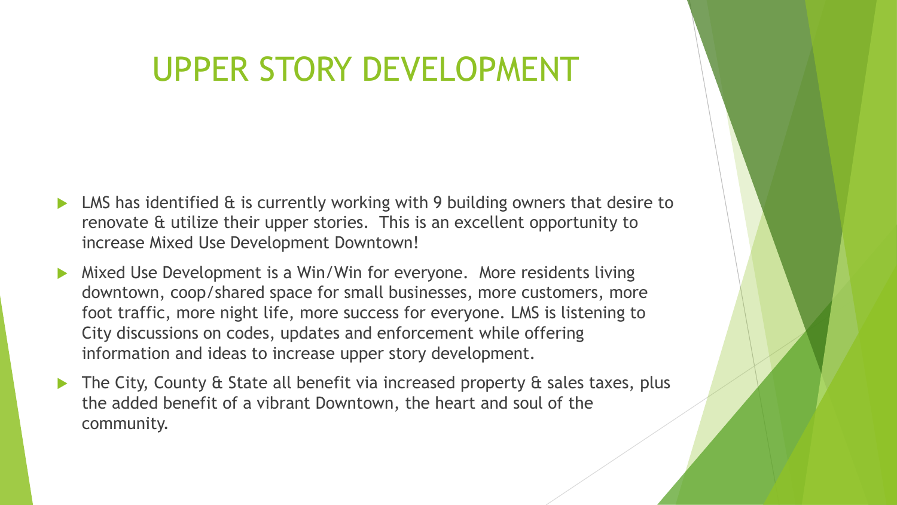# UPPER STORY DEVELOPMENT

- LMS has identified & is currently working with 9 building owners that desire to renovate & utilize their upper stories. This is an excellent opportunity to increase Mixed Use Development Downtown!
- Mixed Use Development is a Win/Win for everyone. More residents living downtown, coop/shared space for small businesses, more customers, more foot traffic, more night life, more success for everyone. LMS is listening to City discussions on codes, updates and enforcement while offering information and ideas to increase upper story development.
- The City, County & State all benefit via increased property & sales taxes, plus the added benefit of a vibrant Downtown, the heart and soul of the community.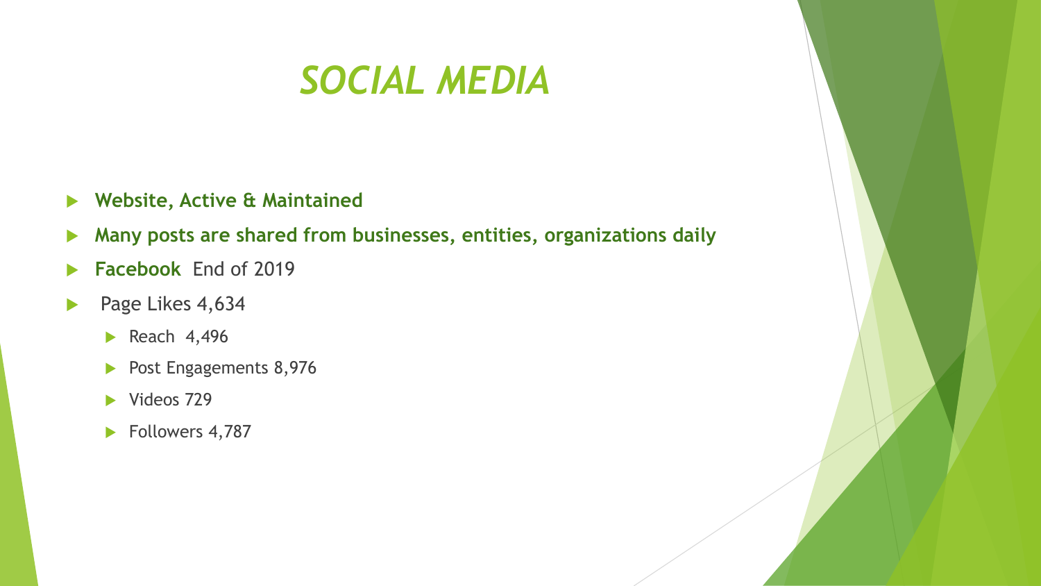# *SOCIAL MEDIA*

- **Website, Active & Maintained**
- **Many posts are shared from businesses, entities, organizations daily**
- **Facebook** End of 2019
- Page Likes 4,634
  - Reach 4,496
  - Post Engagements 8,976
  - Videos 729
  - Followers 4,787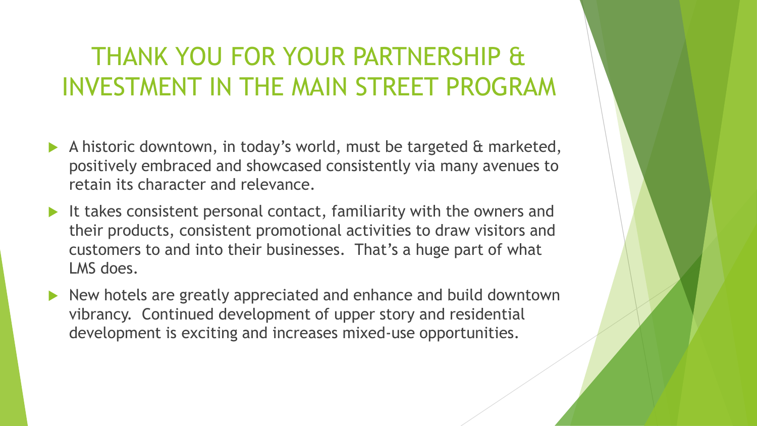# THANK YOU FOR YOUR PARTNERSHIP & INVESTMENT IN THE MAIN STREET PROGRAM

- A historic downtown, in today's world, must be targeted & marketed, positively embraced and showcased consistently via many avenues to retain its character and relevance.
- It takes consistent personal contact, familiarity with the owners and their products, consistent promotional activities to draw visitors and customers to and into their businesses. That's a huge part of what LMS does.
- New hotels are greatly appreciated and enhance and build downtown vibrancy. Continued development of upper story and residential development is exciting and increases mixed-use opportunities.